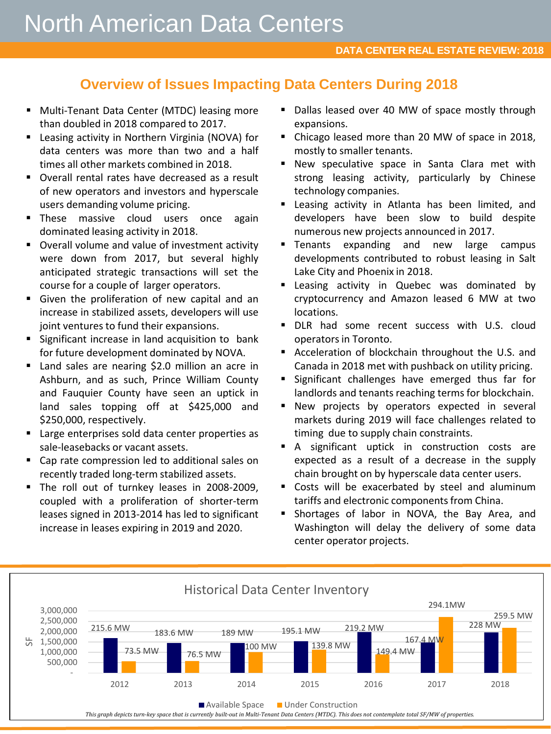# North American Data Centers

DATA CENTER REAL ESTATE REVIEW: 2018

## Overview of Issues Impacting Data Centers During 2018

- Multi-Tenant Data Center (MTDC) leasing more than doubled in 2018 compared to 2017.
- Leasing activity in Northern Virginia (NOVA) for data centers was more than two and a half times all other markets combined in 2018.
- Overall rental rates have decreased as a result of new operators and investors and hyperscale users demanding volume pricing.
- These massive cloud users once again dominated leasing activity in 2018.
- Overall volume and value of investment activity were down from 2017, but several highly anticipated strategic transactions will set the course for a couple of larger operators.
- Given the proliferation of new capital and an increase in stabilized assets, developers will use joint ventures to fund their expansions.
- Significant increase in land acquisition to bank for future development dominated by NOVA.
- Land sales are nearing $2.0 million an acre in Ashburn, and as such, Prince William County and Fauquier County have seen an uptick in land sales topping off at $425,000 and $250,000, respectively.
- Large enterprises sold data center properties as sale-leasebacks or vacant assets.
- Cap rate compression led to additional sales on recently traded long-term stabilized assets.
- The roll out of turnkey leases in 2008-2009, coupled with a proliferation of shorter-term leases signed in 2013-2014 has led to significant increase in leases expiring in 2019 and 2020.
- Dallas leased over 40 MW of space mostly through expansions.
- Chicago leased more than 20 MW of space in 2018, mostly to smaller tenants.
- New speculative space in Santa Clara met with strong leasing activity, particularly by Chinese technology companies.
- Leasing activity in Atlanta has been limited, and developers have been slow to build despite numerous new projects announced in 2017.
- Tenants expanding and new large campus developments contributed to robust leasing in Salt Lake City and Phoenix in 2018.
- Leasing activity in Quebec was dominated by cryptocurrency and Amazon leased 6 MW at two locations.
- DLR had some recent success with U.S. cloud operators in Toronto.
- Acceleration of blockchain throughout the U.S. and Canada in 2018 met with pushback on utility pricing.
- Significant challenges have emerged thus far for landlords and tenants reaching terms for blockchain.
- New projects by operators expected in several markets during 2019 will face challenges related to timing due to supply chain constraints.
- A significant uptick in construction costs are expected as a result of a decrease in the supply chain brought on by hyperscale data center users.
- Costs will be exacerbated by steel and aluminum tariffs and electronic components from China.
- Shortages of labor in NOVA, the Bay Area, and Washington will delay the delivery of some data center operator projects.

### Historical Data Center Inventory

| Year | Available Space | Under Construction |
|---|---|---|
| 2012 | 215.6 MW | 73.5 MW |
| 2013 | 183.6 MW | 76.5 MW |
| 2014 | 189 MW | 100 MW |
| 2015 | 195.1 MW | 139.8 MW |
| 2016 | 219.2 MW | 149.4 MW |
| 2017 | 167.4 MW | 294.1MW |
| 2018 | 228 MW | 259.5 MW |

*This graph depicts turn-key space that is currently built-out in Multi-Tenant Data Centers (MTDC). This does not contemplate total SF/MW of properties.*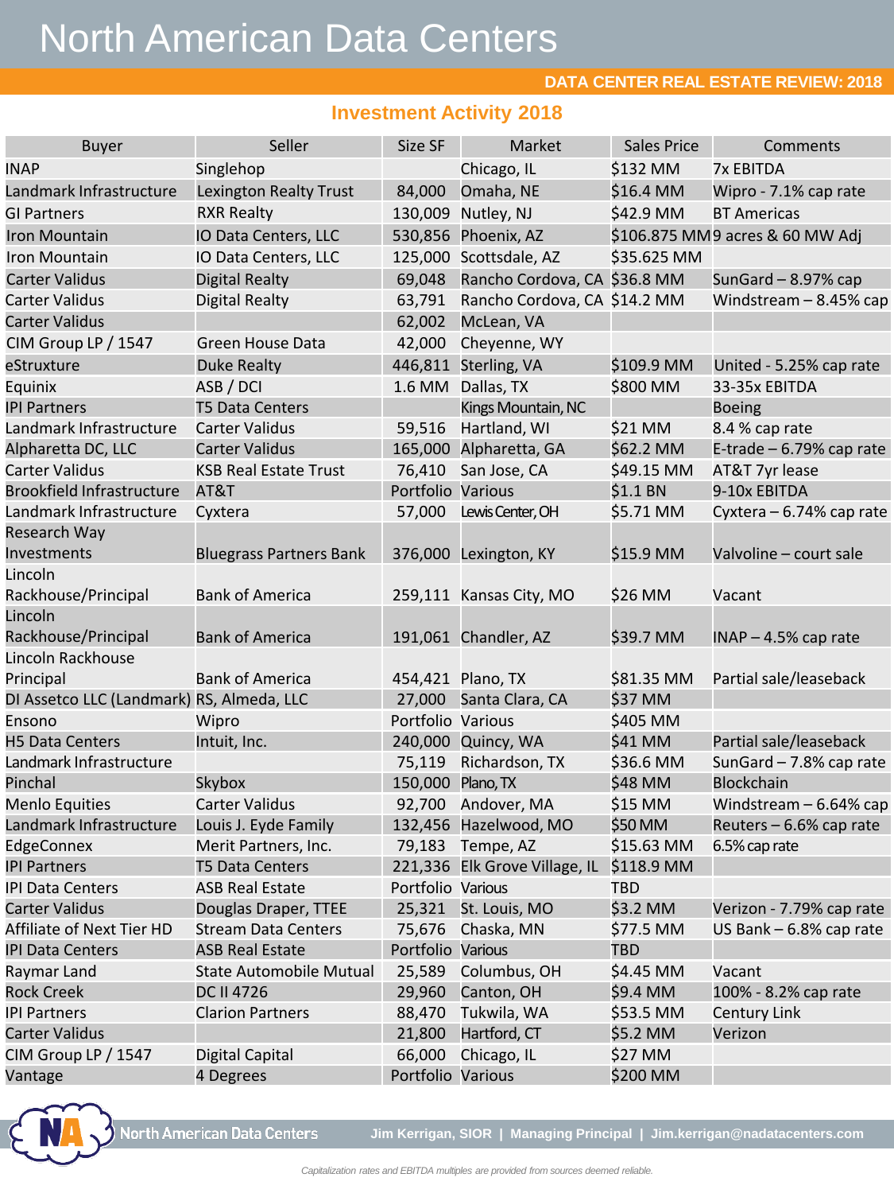# North American Data Centers

**DATA CENTER REAL ESTATE REVIEW: 2018**

## Investment Activity 2018

| Buyer | Seller | Size SF | Market | Sales Price | Comments |
|---|---|---|---|---|---|
| INAP | Singlehop | | Chicago, IL | $132 MM | 7x EBITDA |
| Landmark Infrastructure | Lexington Realty Trust | 84,000 | Omaha, NE | $16.4 MM | Wipro - 7.1% cap rate |
| GI Partners | RXR Realty | 130,009 | Nutley, NJ | $42.9 MM | BT Americas |
| Iron Mountain | IO Data Centers, LLC | 530,856 | Phoenix, AZ | $106.875 MM | 9 acres & 60 MW Adj |
| Iron Mountain | IO Data Centers, LLC | 125,000 | Scottsdale, AZ | $35.625 MM | |
| Carter Validus | Digital Realty | 69,048 | Rancho Cordova, CA | $36.8 MM | SunGard – 8.97% cap |
| Carter Validus | Digital Realty | 63,791 | Rancho Cordova, CA | $14.2 MM | Windstream – 8.45% cap |
| Carter Validus | | 62,002 | McLean, VA | | |
| CIM Group LP / 1547 | Green House Data | 42,000 | Cheyenne, WY | | |
| eStruxture | Duke Realty | 446,811 | Sterling, VA | $109.9 MM | United - 5.25% cap rate |
| Equinix | ASB / DCI | 1.6 MM | Dallas, TX | $800 MM | 33-35x EBITDA |
| IPI Partners | T5 Data Centers | | Kings Mountain, NC | | Boeing |
| Landmark Infrastructure | Carter Validus | 59,516 | Hartland, WI | $21 MM | 8.4 % cap rate |
| Alpharetta DC, LLC | Carter Validus | 165,000 | Alpharetta, GA | $62.2 MM | E-trade – 6.79% cap rate |
| Carter Validus | KSB Real Estate Trust | 76,410 | San Jose, CA | $49.15 MM | AT&T 7yr lease |
| Brookfield Infrastructure | AT&T | Portfolio | Various | $1.1 BN | 9-10x EBITDA |
| Landmark Infrastructure | Cyxtera | 57,000 | Lewis Center, OH | $5.71 MM | Cyxtera – 6.74% cap rate |
| Research Way Investments | Bluegrass Partners Bank | 376,000 | Lexington, KY | $15.9 MM | Valvoline – court sale |
| Lincoln Rackhouse/Principal | Bank of America | 259,111 | Kansas City, MO | $26 MM | Vacant |
| Lincoln Rackhouse/Principal | Bank of America | 191,061 | Chandler, AZ | $39.7 MM | INAP – 4.5% cap rate |
| Lincoln Rackhouse Principal | Bank of America | 454,421 | Plano, TX | $81.35 MM | Partial sale/leaseback |
| DI Assetco LLC (Landmark) | RS, Almeda, LLC | 27,000 | Santa Clara, CA | $37 MM | |
| Ensono | Wipro | Portfolio | Various | $405 MM | |
| H5 Data Centers | Intuit, Inc. | 240,000 | Quincy, WA | $41 MM | Partial sale/leaseback |
| Landmark Infrastructure | | 75,119 | Richardson, TX | $36.6 MM | SunGard – 7.8% cap rate |
| Pinchal | Skybox | 150,000 | Plano, TX | $48 MM | Blockchain |
| Menlo Equities | Carter Validus | 92,700 | Andover, MA | $15 MM | Windstream – 6.64% cap |
| Landmark Infrastructure | Louis J. Eyde Family | 132,456 | Hazelwood, MO | $50 MM | Reuters – 6.6% cap rate |
| EdgeConnex | Merit Partners, Inc. | 79,183 | Tempe, AZ | $15.63 MM | 6.5% cap rate |
| IPI Partners | T5 Data Centers | 221,336 | Elk Grove Village, IL | $118.9 MM | |
| IPI Data Centers | ASB Real Estate | Portfolio | Various | TBD | |
| Carter Validus | Douglas Draper, TTEE | 25,321 | St. Louis, MO | $3.2 MM | Verizon - 7.79% cap rate |
| Affiliate of Next Tier HD | Stream Data Centers | 75,676 | Chaska, MN | $77.5 MM | US Bank – 6.8% cap rate |
| IPI Data Centers | ASB Real Estate | Portfolio | Various | TBD | |
| Raymar Land | State Automobile Mutual | 25,589 | Columbus, OH | $4.45 MM | Vacant |
| Rock Creek | DC II 4726 | 29,960 | Canton, OH | $9.4 MM | 100% - 8.2% cap rate |
| IPI Partners | Clarion Partners | 88,470 | Tukwila, WA | $53.5 MM | Century Link |
| Carter Validus | | 21,800 | Hartford, CT | $5.2 MM | Verizon |
| CIM Group LP / 1547 | Digital Capital | 66,000 | Chicago, IL | $27 MM | |
| Vantage | 4 Degrees | Portfolio | Various | $200 MM | |

North American Data Centers | Jim Kerrigan, SIOR | Managing Principal | Jim.kerrigan@nadatacenters.com

*Capitalization rates and EBITDA multiples are provided from sources deemed reliable.*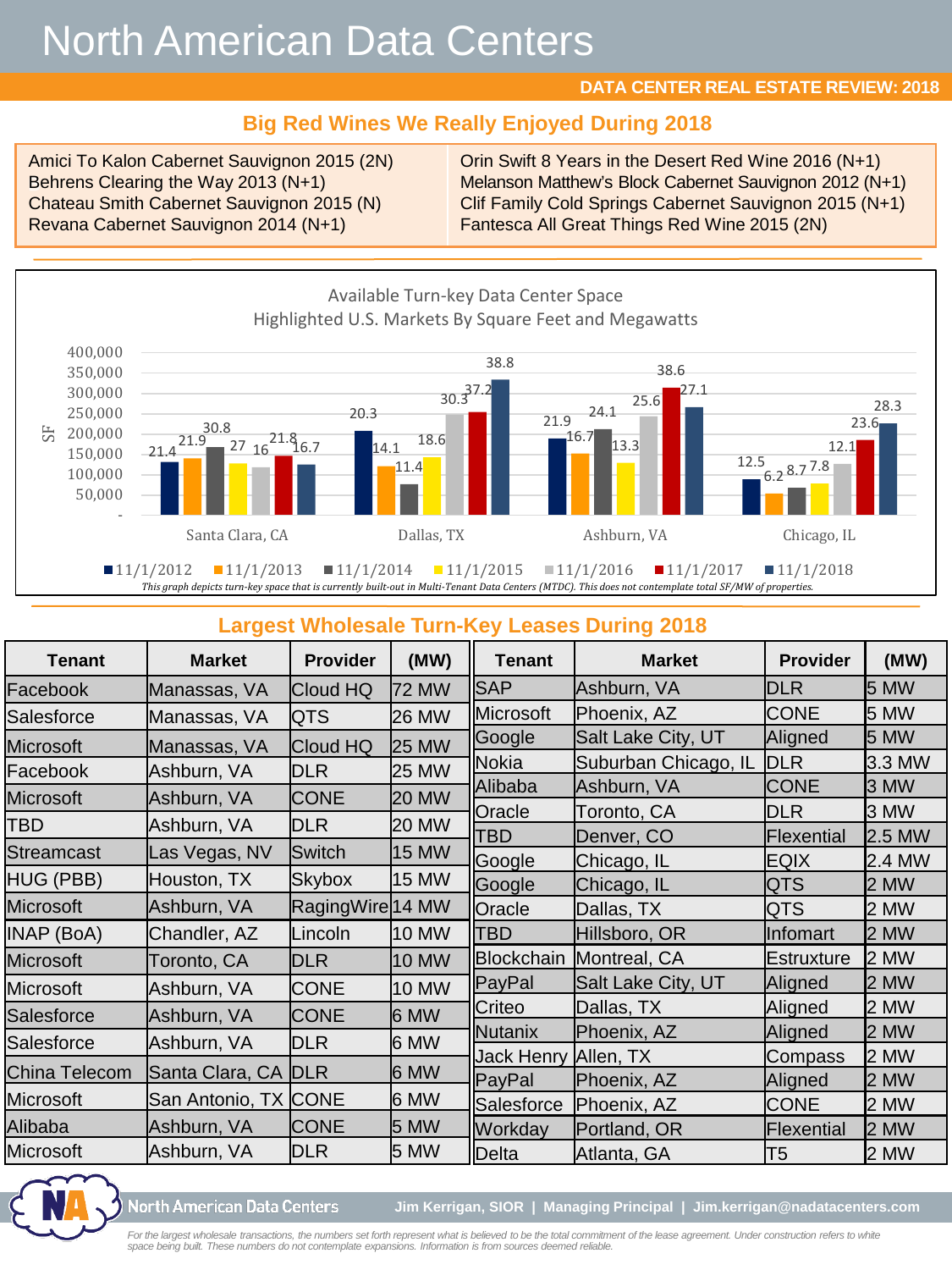# North American Data Centers

**DATA CENTER REAL ESTATE REVIEW: 2018**

## Big Red Wines We Really Enjoyed During 2018

Amici To Kalon Cabernet Sauvignon 2015 (2N)
Behrens Clearing the Way 2013 (N+1)
Chateau Smith Cabernet Sauvignon 2015 (N)
Revana Cabernet Sauvignon 2014 (N+1)
Orin Swift 8 Years in the Desert Red Wine 2016 (N+1)
Melanson Matthew's Block Cabernet Sauvignon 2012 (N+1)
Clif Family Cold Springs Cabernet Sauvignon 2015 (N+1)
Fantesca All Great Things Red Wine 2015 (2N)

Available Turn-key Data Center Space
Highlighted U.S. Markets By Square Feet and Megawatts

SF

400,000
350,000
300,000
250,000
200,000
150,000
100,000
50,000
-

Santa Clara, CA: 21.4, 21.9, 30.8, 27, 16, 21.8, 16.7
Dallas, TX: 20.3, 14.1, 11.4, 18.6, 30.3, 37.2, 38.8
Ashburn, VA: 21.9, 16.7, 24.1, 13.3, 25.6, 38.6, 27.1
Chicago, IL: 12.5, 6.2, 8.7, 7.8, 12.1, 23.6, 28.3

11/1/2012 11/1/2013 11/1/2014 11/1/2015 11/1/2016 11/1/2017 11/1/2018

*This graph depicts turn-key space that is currently built-out in Multi-Tenant Data Centers (MTDC). This does not contemplate total SF/MW of properties.*

## Largest Wholesale Turn-Key Leases During 2018

| Tenant | Market | Provider | (MW) |
|---|---|---|---|
| Facebook | Manassas, VA | Cloud HQ | 72 MW |
| Salesforce | Manassas, VA | QTS | 26 MW |
| Microsoft | Manassas, VA | Cloud HQ | 25 MW |
| Facebook | Ashburn, VA | DLR | 25 MW |
| Microsoft | Ashburn, VA | CONE | 20 MW |
| TBD | Ashburn, VA | DLR | 20 MW |
| Streamcast | Las Vegas, NV | Switch | 15 MW |
| HUG (PBB) | Houston, TX | Skybox | 15 MW |
| Microsoft | Ashburn, VA | RagingWire | 14 MW |
| INAP (BoA) | Chandler, AZ | Lincoln | 10 MW |
| Microsoft | Toronto, CA | DLR | 10 MW |
| Microsoft | Ashburn, VA | CONE | 10 MW |
| Salesforce | Ashburn, VA | CONE | 6 MW |
| Salesforce | Ashburn, VA | DLR | 6 MW |
| China Telecom | Santa Clara, CA | DLR | 6 MW |
| Microsoft | San Antonio, TX | CONE | 6 MW |
| Alibaba | Ashburn, VA | CONE | 5 MW |
| Microsoft | Ashburn, VA | DLR | 5 MW |

| Tenant | Market | Provider | (MW) |
|---|---|---|---|
| SAP | Ashburn, VA | DLR | 5 MW |
| Microsoft | Phoenix, AZ | CONE | 5 MW |
| Google | Salt Lake City, UT | Aligned | 5 MW |
| Nokia | Suburban Chicago, IL | DLR | 3.3 MW |
| Alibaba | Ashburn, VA | CONE | 3 MW |
| Oracle | Toronto, CA | DLR | 3 MW |
| TBD | Denver, CO | Flexential | 2.5 MW |
| Google | Chicago, IL | EQIX | 2.4 MW |
| Google | Chicago, IL | QTS | 2 MW |
| Oracle | Dallas, TX | QTS | 2 MW |
| TBD | Hillsboro, OR | Infomart | 2 MW |
| Blockchain | Montreal, CA | Estruxture | 2 MW |
| PayPal | Salt Lake City, UT | Aligned | 2 MW |
| Criteo | Dallas, TX | Aligned | 2 MW |
| Nutanix | Phoenix, AZ | Aligned | 2 MW |
| Jack Henry | Allen, TX | Compass | 2 MW |
| PayPal | Phoenix, AZ | Aligned | 2 MW |
| Salesforce | Phoenix, AZ | CONE | 2 MW |
| Workday | Portland, OR | Flexential | 2 MW |
| Delta | Atlanta, GA | T5 | 2 MW |

North American Data Centers | Jim Kerrigan, SIOR | Managing Principal | Jim.kerrigan@nadatacenters.com

*For the largest wholesale transactions, the numbers set forth represent what is believed to be the total commitment of the lease agreement. Under construction refers to white space being built. These numbers do not contemplate expansions. Information is from sources deemed reliable.*